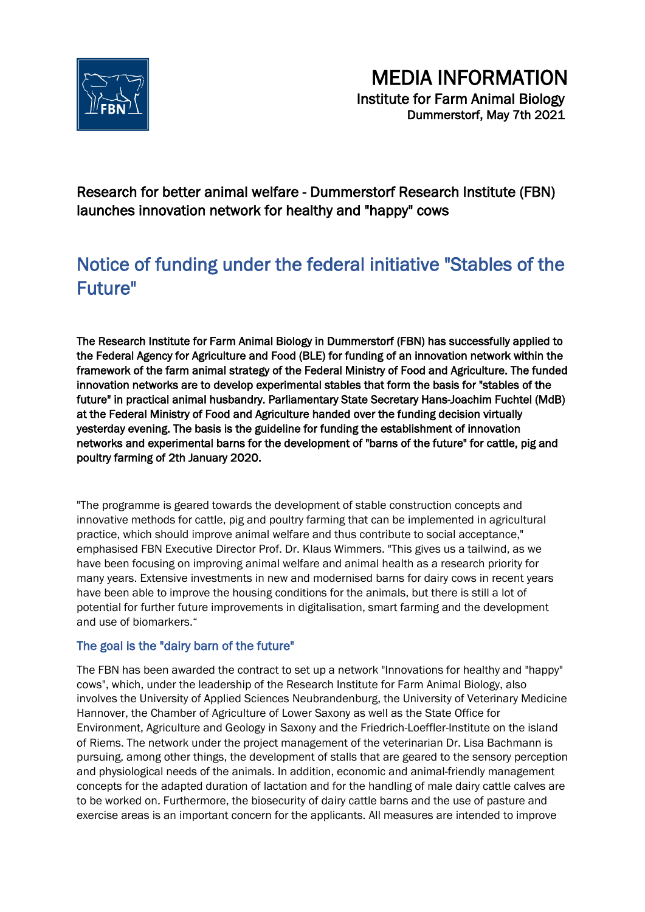# MEDIA INFORMATION

Institute for Farm Animal Biology
Dummerstorf, May 7th 2021

Research for better animal welfare - Dummerstorf Research Institute (FBN) launches innovation network for healthy and "happy" cows

## Notice of funding under the federal initiative "Stables of the Future"

**The Research Institute for Farm Animal Biology in Dummerstorf (FBN) has successfully applied to the Federal Agency for Agriculture and Food (BLE) for funding of an innovation network within the framework of the farm animal strategy of the Federal Ministry of Food and Agriculture. The funded innovation networks are to develop experimental stables that form the basis for "stables of the future" in practical animal husbandry. Parliamentary State Secretary Hans-Joachim Fuchtel (MdB) at the Federal Ministry of Food and Agriculture handed over the funding decision virtually yesterday evening. The basis is the guideline for funding the establishment of innovation networks and experimental barns for the development of "barns of the future" for cattle, pig and poultry farming of 2th January 2020.**

"The programme is geared towards the development of stable construction concepts and innovative methods for cattle, pig and poultry farming that can be implemented in agricultural practice, which should improve animal welfare and thus contribute to social acceptance," emphasised FBN Executive Director Prof. Dr. Klaus Wimmers. "This gives us a tailwind, as we have been focusing on improving animal welfare and animal health as a research priority for many years. Extensive investments in new and modernised barns for dairy cows in recent years have been able to improve the housing conditions for the animals, but there is still a lot of potential for further future improvements in digitalisation, smart farming and the development and use of biomarkers."

### The goal is the "dairy barn of the future"

The FBN has been awarded the contract to set up a network "Innovations for healthy and "happy" cows", which, under the leadership of the Research Institute for Farm Animal Biology, also involves the University of Applied Sciences Neubrandenburg, the University of Veterinary Medicine Hannover, the Chamber of Agriculture of Lower Saxony as well as the State Office for Environment, Agriculture and Geology in Saxony and the Friedrich-Loeffler-Institute on the island of Riems. The network under the project management of the veterinarian Dr. Lisa Bachmann is pursuing, among other things, the development of stalls that are geared to the sensory perception and physiological needs of the animals. In addition, economic and animal-friendly management concepts for the adapted duration of lactation and for the handling of male dairy cattle calves are to be worked on. Furthermore, the biosecurity of dairy cattle barns and the use of pasture and exercise areas is an important concern for the applicants. All measures are intended to improve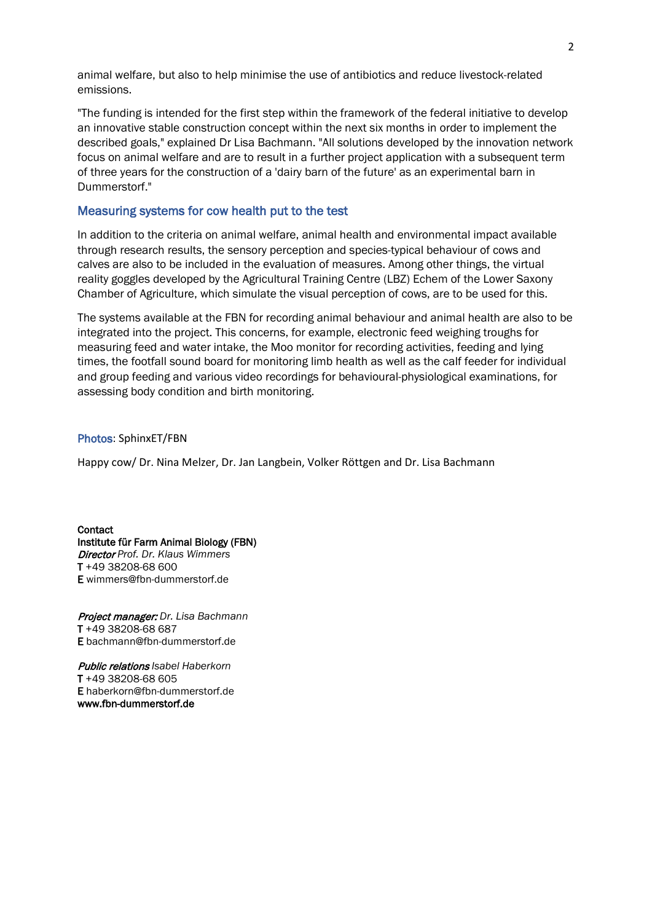animal welfare, but also to help minimise the use of antibiotics and reduce livestock-related emissions.

"The funding is intended for the first step within the framework of the federal initiative to develop an innovative stable construction concept within the next six months in order to implement the described goals," explained Dr Lisa Bachmann. "All solutions developed by the innovation network focus on animal welfare and are to result in a further project application with a subsequent term of three years for the construction of a 'dairy barn of the future' as an experimental barn in Dummerstorf."

## Measuring systems for cow health put to the test

In addition to the criteria on animal welfare, animal health and environmental impact available through research results, the sensory perception and species-typical behaviour of cows and calves are also to be included in the evaluation of measures. Among other things, the virtual reality goggles developed by the Agricultural Training Centre (LBZ) Echem of the Lower Saxony Chamber of Agriculture, which simulate the visual perception of cows, are to be used for this.

The systems available at the FBN for recording animal behaviour and animal health are also to be integrated into the project. This concerns, for example, electronic feed weighing troughs for measuring feed and water intake, the Moo monitor for recording activities, feeding and lying times, the footfall sound board for monitoring limb health as well as the calf feeder for individual and group feeding and various video recordings for behavioural-physiological examinations, for assessing body condition and birth monitoring.

Photos: SphinxET/FBN

Happy cow/ Dr. Nina Melzer, Dr. Jan Langbein, Volker Röttgen and Dr. Lisa Bachmann

**Contact**
**Institute für Farm Animal Biology (FBN)**
***Director*** *Prof. Dr. Klaus Wimmers*
**T** +49 38208-68 600
**E** wimmers@fbn-dummerstorf.de

***Project manager:*** *Dr. Lisa Bachmann*
**T** +49 38208-68 687
**E** bachmann@fbn-dummerstorf.de

***Public relations*** *Isabel Haberkorn*
**T** +49 38208-68 605
**E** haberkorn@fbn-dummerstorf.de
**www.fbn-dummerstorf.de**